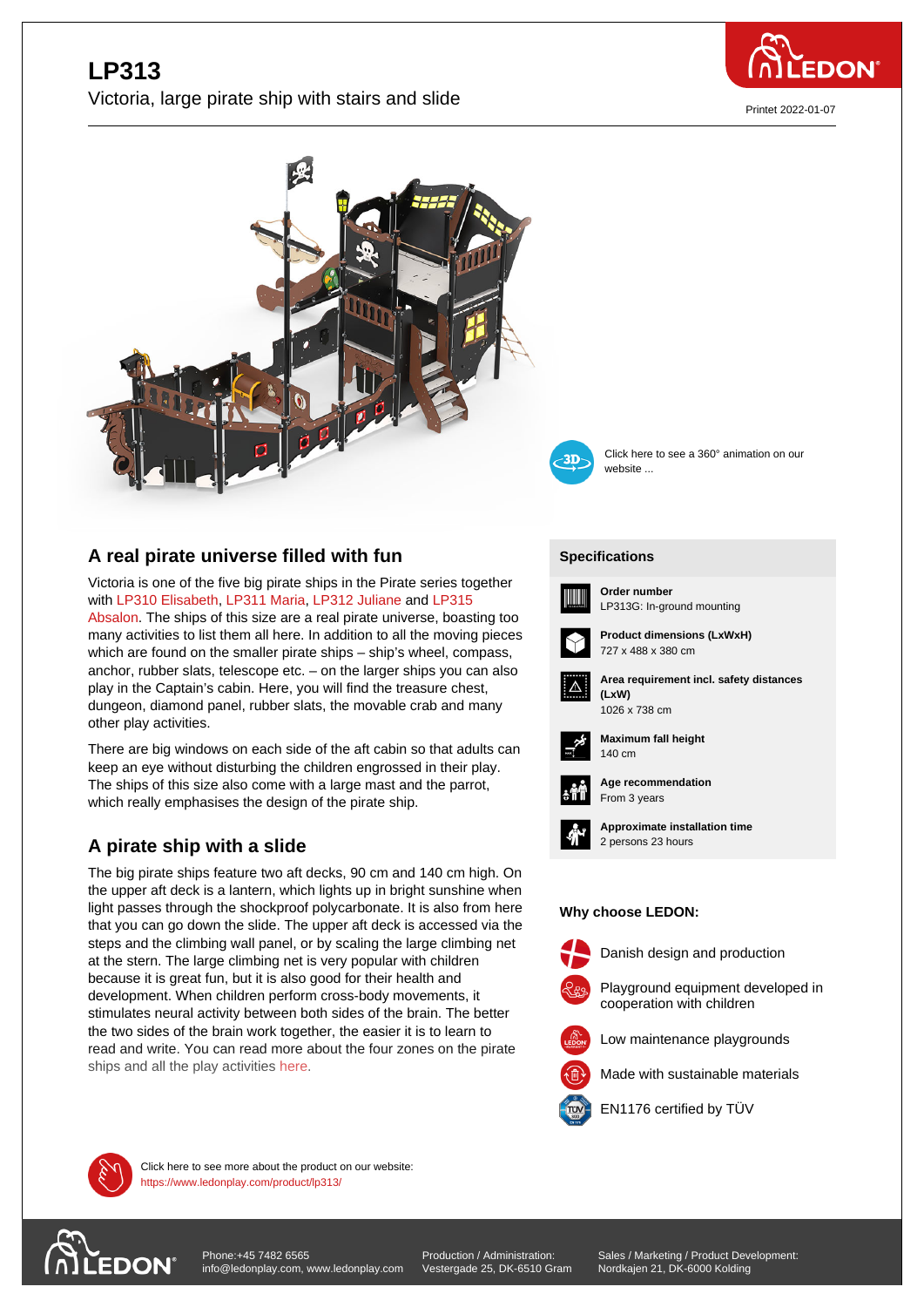# LP313

Victoria, large pirate ship with stairs and slide

Printet 2022-01-07

Click here to see a 360° animation on our website ...

## A real pirate universe filled with fun

Victoria is one of the five big pirate ships in the Pirate series together with LP310 Elisabeth, LP311 Maria, LP312 Juliane and LP315 Absalon. The ships of this size are a real pirate universe, boasting too many activities to list them all here. In addition to all the moving pieces which are found on the smaller pirate ships – ship's wheel, compass, anchor, rubber slats, telescope etc. – on the larger ships you can also play in the Captain's cabin. Here, you will find the treasure chest, dungeon, diamond panel, rubber slats, the movable crab and many other play activities.

There are big windows on each side of the aft cabin so that adults can keep an eye without disturbing the children engrossed in their play. The ships of this size also come with a large mast and the parrot, which really emphasises the design of the pirate ship.

## A pirate ship with a slide

The big pirate ships feature two aft decks, 90 cm and 140 cm high. On the upper aft deck is a lantern, which lights up in bright sunshine when light passes through the shockproof polycarbonate. It is also from here that you can go down the slide. The upper aft deck is accessed via the steps and the climbing wall panel, or by scaling the large climbing net at the stern. The large climbing net is very popular with children because it is great fun, but it is also good for their health and development. When children perform cross-body movements, it stimulates neural activity between both sides of the brain. The better the two sides of the brain work together, the easier it is to learn to read and write. You can read more about the four zones on the pirate ships and all the play activities here.

## Specifications

**Order number**
LP313G: In-ground mounting

**Product dimensions (LxWxH)**
727 x 488 x 380 cm

**Area requirement incl. safety distances (LxW)**
1026 x 738 cm

**Maximum fall height**
140 cm

**Age recommendation**
From 3 years

**Approximate installation time**
2 persons 23 hours

### Why choose LEDON:

- Danish design and production
- Playground equipment developed in cooperation with children
- Low maintenance playgrounds
- Made with sustainable materials
- EN1176 certified by TÜV

Click here to see more about the product on our website:
https://www.ledonplay.com/product/lp313/

Phone:+45 7482 6565
info@ledonplay.com, www.ledonplay.com

Production / Administration:
Vestergade 25, DK-6510 Gram

Sales / Marketing / Product Development:
Nordkajen 21, DK-6000 Kolding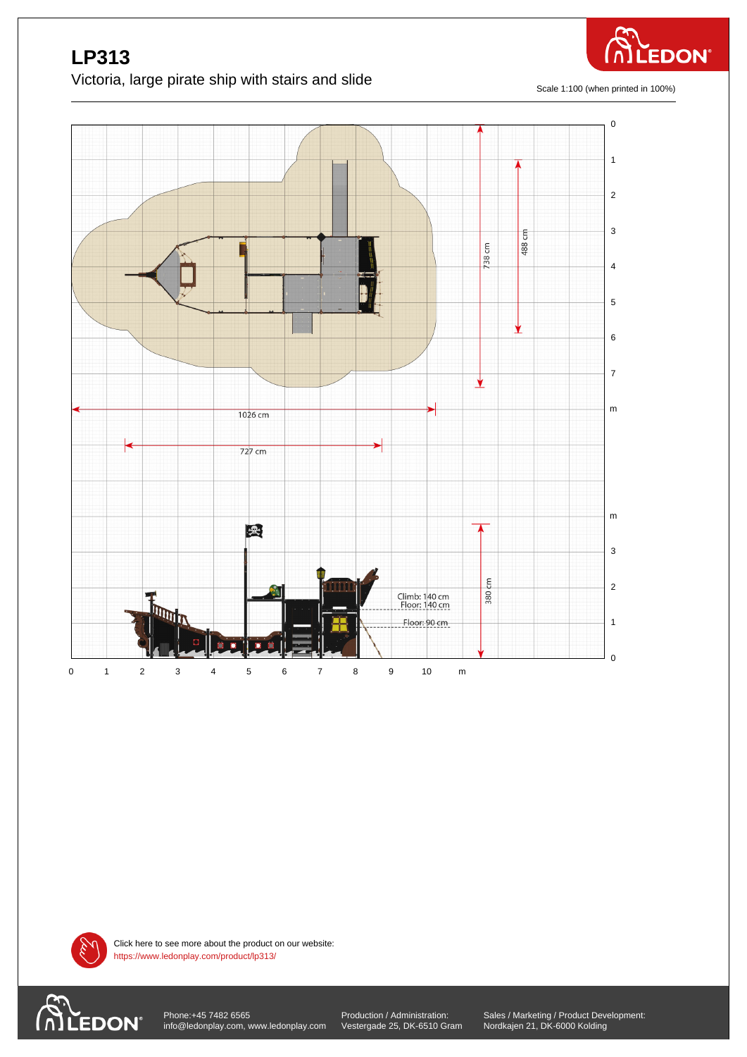# LP313

Victoria, large pirate ship with stairs and slide

Scale 1:100 (when printed in 100%)

1026 cm

727 cm

738 cm

488 cm

380 cm

Climb: 140 cm
Floor: 140 cm

Floor: 90 cm

0 1 2 3 4 5 6 7 8 9 10 m

Click here to see more about the product on our website:
https://www.ledonplay.com/product/lp313/

Phone:+45 7482 6565
info@ledonplay.com, www.ledonplay.com

Production / Administration:
Vestergade 25, DK-6510 Gram

Sales / Marketing / Product Development:
Nordkajen 21, DK-6000 Kolding